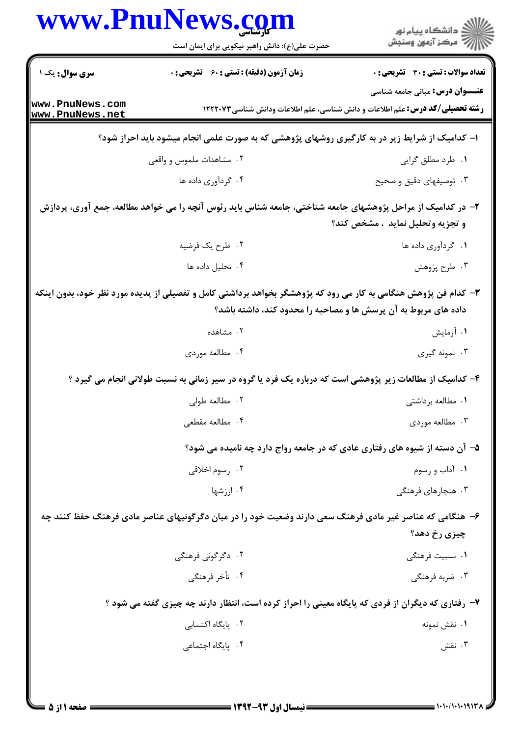**سری سوال:** یک ۱

**زمان آزمون (دقیقه) : تستی : ۶۰ تشریحی : ۰**

**تعداد سوالات : تستی : ۳۰ تشریحی : ۰**

**عنـــوان درس:** مبانی جامعه شناسی

**رشته تحصیلی/کد درس:** علم اطلاعات و دانش شناسی، علم اطلاعات ودانش شناسی ۱۲۲۲۰۷۳

**۱- کدامیک از شرایط زیر در به کارگیری روشهای پژوهشی که به صورت علمی انجام میشود باید احراز شود؟**

۱. طرد مطلق گرایی
۲. مشاهدات ملموس و واقعی
۳. توصیفهای دقیق و صحیح
۴. گردآوری داده ها

**۲- در کدامیک از مراحل پژوهشهای جامعه شناختی، جامعه شناس باید رئوس آنچه را می خواهد مطالعه، جمع آوری، پردازش و تجزیه وتحلیل نماید ، مشخص کند؟**

۱. گردآوری داده ها
۲. طرح یک فرضیه
۳. طرح پژوهش
۴. تحلیل داده ها

**۳- کدام فن پژوهش هنگامی به کار می رود که پژوهشگر بخواهد برداشتی کامل و تفصیلی از پدیده مورد نظر خود، بدون اینکه داده های مربوط به آن پرسش ها و مصاحبه را محدود کند، داشته باشد؟**

۱. آزمایش
۲. مشاهده
۳. نمونه گیری
۴. مطالعه موردی

**۴- کدامیک از مطالعات زیر پژوهشی است که درباره یک فرد یا گروه در سیر زمانی به نسبت طولانی انجام می گیرد ؟**

۱. مطالعه برداشتی
۲. مطالعه طولی
۳. مطالعه موردی
۴. مطالعه مقطعی

**۵- آن دسته از شیوه های رفتاری عادی که در جامعه رواج دارد چه نامیده می شود؟**

۱. آداب و رسوم
۲. رسوم اخلاقی
۳. هنجارهای فرهنگی
۴. ارزشها

**۶- هنگامی که عناصر غیر مادی فرهنگ سعی دارند وضعیت خود را در میان دگرگونیهای عناصر مادی فرهنگ حفظ کنند چه چیزی رخ دهد؟**

۱. نسبیت فرهنگی
۲. دگرگونی فرهنگی
۳. ضربه فرهنگی
۴. تأخر فرهنگی

**۷- رفتاری که دیگران از فردی که پایگاه معینی را احراز کرده است، انتظار دارند چه چیزی گفته می شود ؟**

۱. نقش نمونه
۲. پایگاه اکتسابی
۳. نقش
۴. پایگاه اجتماعی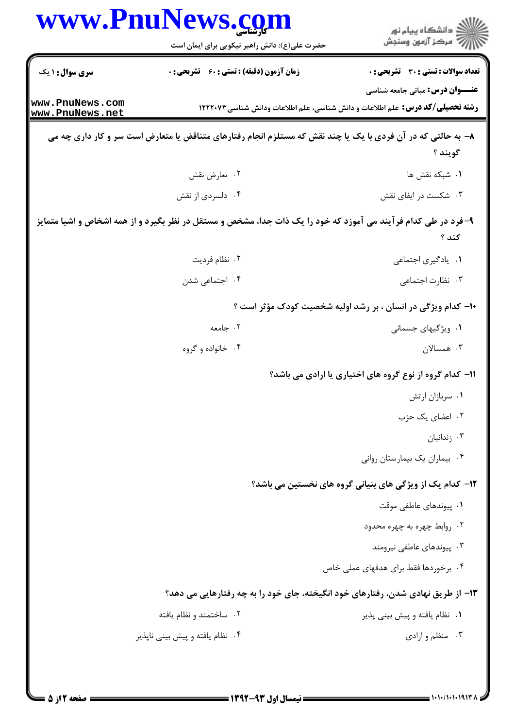**سری سوال:** ۱ یک | **زمان آزمون (دقیقه) : تستی :** ۶۰ **تشریحی :** ۰ | **تعداد سوالات : تستی :** ۳۰ **تشریحی :** ۰

**عنـــوان درس:** مبانی جامعه شناسی

**رشته تحصیلی/کد درس:** علم اطلاعات و دانش شناسی، علم اطلاعات ودانش شناسی ۱۲۲۲۰۷۳

**۸- به حالتی که در آن فردی با یک یا چند نقش که مستلزم انجام رفتارهای متناقض یا متعارض است سر و کار داری چه می گویند ؟**

۱. شبکه نقش ها

۲. تعارض نقش

۳. شکست در ایفای نقش

۴. دلسردی از نقش

**۹-فرد در طی کدام فرآیند می آموزد که خود را یک ذات جدا، مشخص و مستقل در نظر بگیرد و از همه اشخاص و اشیا متمایز کند ؟**

۱. یادگیری اجتماعی

۲. نظام فردیت

۳. نظارت اجتماعی

۴. اجتماعی شدن

**۱۰- کدام ویژگی در انسان ، بر رشد اولیه شخصیت کودک مؤثر است ؟**

۱. ویژگیهای جسمانی

۲. جامعه

۳. همسالان

۴. خانواده و گروه

**۱۱- کدام گروه از نوع گروه های اختیاری یا ارادی می باشد؟**

۱. سربازان ارتش

۲. اعضای یک حزب

۳. زندانیان

۴. بیماران یک بیمارستان روانی

**۱۲- کدام یک از ویژگی های بنیانی گروه های نخستین می باشد؟**

۱. پیوندهای عاطفی موقت

۲. روابط چهره به چهره محدود

۳. پیوندهای عاطفی نیرومند

۴. برخوردها فقط برای هدفهای عملی خاص

**۱۳- از طریق نهادی شدن، رفتارهای خود انگیخته، جای خود را به چه رفتارهایی می دهد؟**

۱. نظام یافته و پیش بینی پذیر

۲. ساختمند و نظام یافته

۳. منظم و ارادی

۴. نظام یافته و پیش بینی ناپذیر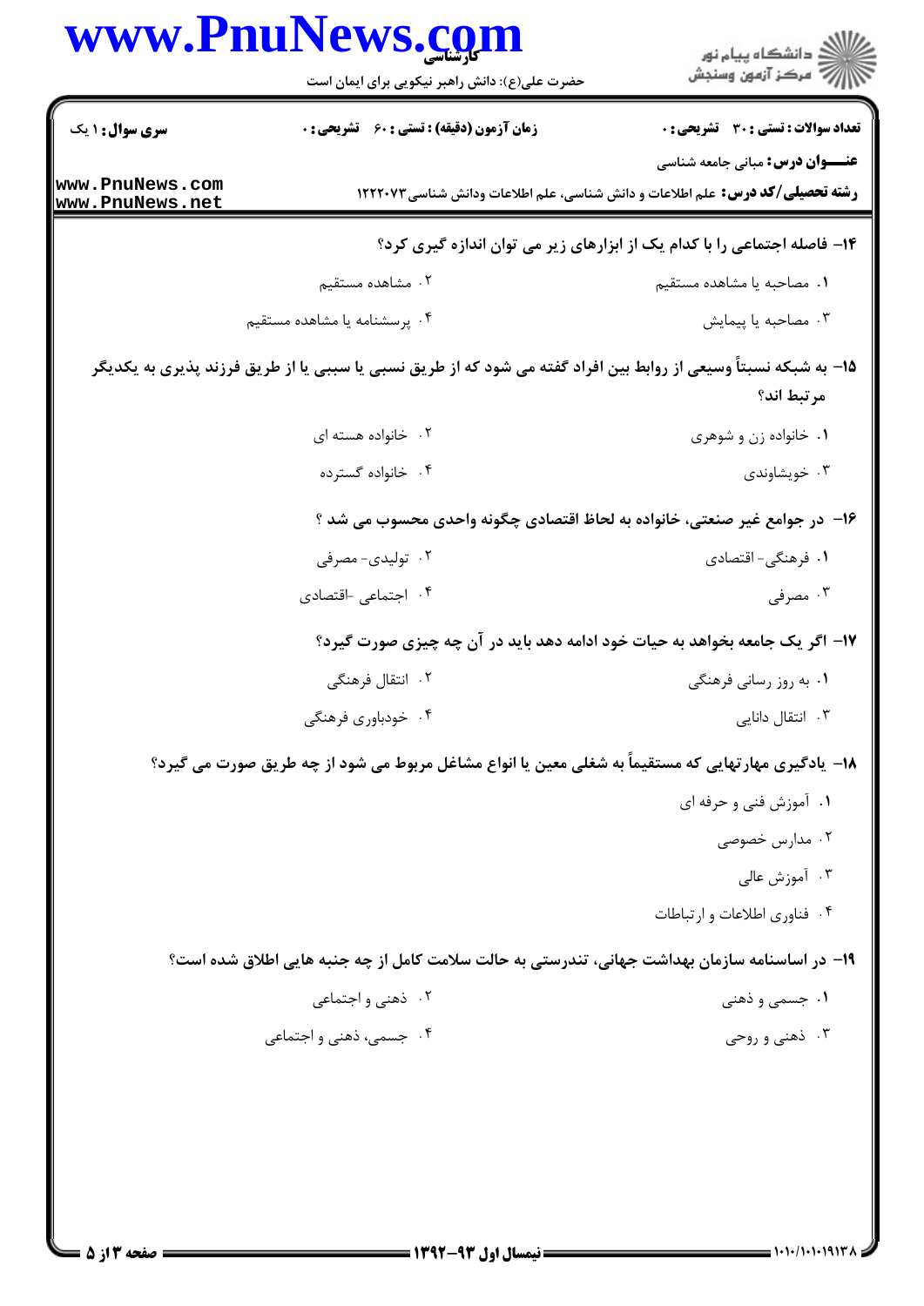**تعداد سوالات : تستی : ۳۰ تشریحی : ۰** | **زمان آزمون (دقیقه) : تستی : ۶۰ تشریحی : ۰** | **سری سوال : ۱ یک**

**عنـــوان درس:** مبانی جامعه شناسی

**رشته تحصیلی/کد درس:** علم اطلاعات و دانش شناسی، علم اطلاعات ودانش شناسی ۱۲۲۲۰۷۳

**۱۴- فاصله اجتماعی را با کدام یک از ابزارهای زیر می توان اندازه گیری کرد؟**

۱. مصاحبه یا مشاهده مستقیم

۲. مشاهده مستقیم

۳. مصاحبه یا پیمایش

۴. پرسشنامه یا مشاهده مستقیم

**۱۵- به شبکه نسبتاً وسیعی از روابط بین افراد گفته می شود که از طریق نسبی یا سببی یا از طریق فرزند پذیری به یکدیگر مرتبط اند؟**

۱. خانواده زن و شوهری

۲. خانواده هسته ای

۳. خویشاوندی

۴. خانواده گسترده

**۱۶- در جوامع غیر صنعتی، خانواده به لحاظ اقتصادی چگونه واحدی محسوب می شد ؟**

۱. فرهنگی- اقتصادی

۲. تولیدی- مصرفی

۳. مصرفی

۴. اجتماعی -اقتصادی

**۱۷- اگر یک جامعه بخواهد به حیات خود ادامه دهد باید در آن چه چیزی صورت گیرد؟**

۱. به روز رسانی فرهنگی

۲. انتقال فرهنگی

۳. انتقال دانایی

۴. خودباوری فرهنگی

**۱۸- یادگیری مهارتهایی که مستقیماً به شغلی معین یا انواع مشاغل مربوط می شود از چه طریق صورت می گیرد؟**

۱. آموزش فنی و حرفه ای

۲. مدارس خصوصی

۳. آموزش عالی

۴. فناوری اطلاعات و ارتباطات

**۱۹- در اساسنامه سازمان بهداشت جهانی، تندرستی به حالت سلامت کامل از چه جنبه هایی اطلاق شده است؟**

۱. جسمی و ذهنی

۲. ذهنی و اجتماعی

۳. ذهنی و روحی

۴. جسمی، ذهنی و اجتماعی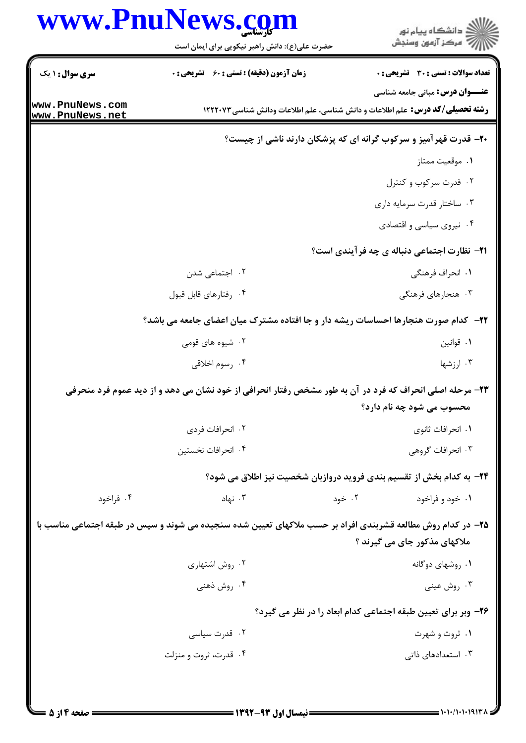**سری سوال:** ۱ یک

**زمان آزمون (دقیقه) : تستی : ۶۰ تشریحی : ۰**

**تعداد سوالات : تستی : ۳۰ تشریحی : ۰**

**عنـــوان درس:** مبانی جامعه شناسی

**رشته تحصیلی/کد درس:** علم اطلاعات و دانش شناسی، علم اطلاعات ودانش شناسی ۱۲۲۲۰۷۳

**۲۰- قدرت قهرآمیز و سرکوب گرانه ای که پزشکان دارند ناشی از چیست؟**

۱. موقعیت ممتاز

۲. قدرت سرکوب و کنترل

۳. ساختار قدرت سرمایه داری

۴. نیروی سیاسی و اقتصادی

**۲۱- نظارت اجتماعی دنباله ی چه فرآیندی است؟**

۱. انحراف فرهنگی

۲. اجتماعی شدن

۳. هنجارهای فرهنگی

۴. رفتارهای قابل قبول

**۲۲- کدام صورت هنجارها احساسات ریشه دار و جا افتاده مشترک میان اعضای جامعه می باشد؟**

۱. قوانین

۲. شیوه های قومی

۳. ارزشها

۴. رسوم اخلاقی

**۲۳- مرحله اصلی انحراف که فرد در آن به طور مشخص رفتار انحرافی از خود نشان می دهد و از دید عموم فرد منحرفی محسوب می شود چه نام دارد؟**

۱. انحرافات ثانوی

۲. انحرافات فردی

۳. انحرافات گروهی

۴. انحرافات نخستین

**۲۴- به کدام بخش از تقسیم بندی فروید دروازبان شخصیت نیز اطلاق می شود؟**

۱. خود و فراخود

۲. خود

۳. نهاد

۴. فراخود

**۲۵- در کدام روش مطالعه قشربندی افراد بر حسب ملاکهای تعیین شده سنجیده می شوند و سپس در طبقه اجتماعی مناسب با ملاکهای مذکور جای می گیرند ؟**

۱. روشهای دوگانه

۲. روش اشتهاری

۳. روش عینی

۴. روش ذهنی

**۲۶- وبر برای تعیین طبقه اجتماعی کدام ابعاد را در نظر می گیرد؟**

۱. ثروت و شهرت

۲. قدرت سیاسی

۳. استعدادهای ذاتی

۴. قدرت، ثروت و منزلت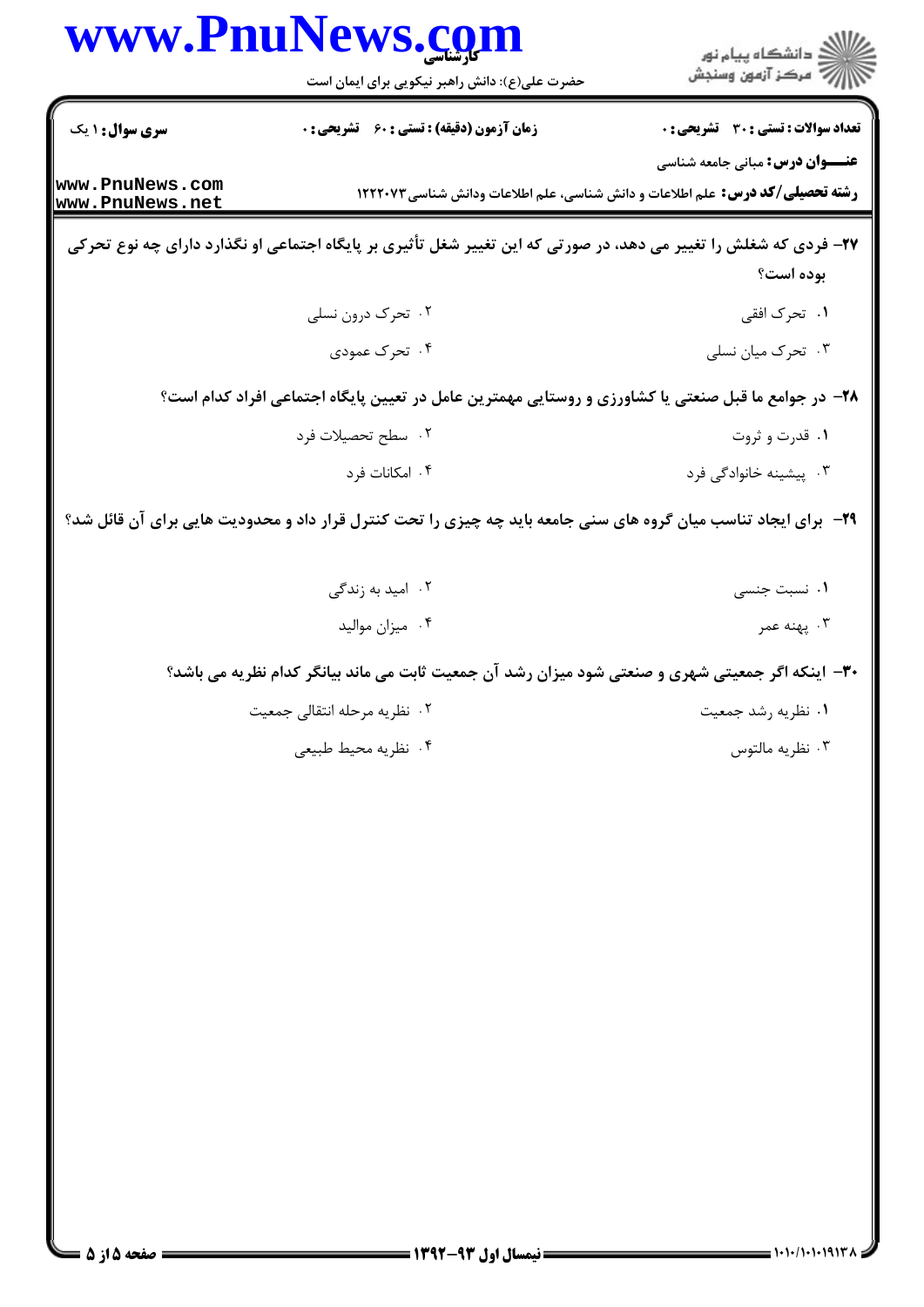۲۷- فردی که شغلش را تغییر می دهد، در صورتی که این تغییر شغل تأثیری بر پایگاه اجتماعی او نگذارد دارای چه نوع تحرکی بوده است؟

۱. تحرک افقی

۲. تحرک درون نسلی

۳. تحرک میان نسلی

۴. تحرک عمودی

۲۸- در جوامع ما قبل صنعتی یا کشاورزی و روستایی مهمترین عامل در تعیین پایگاه اجتماعی افراد کدام است؟

۱. قدرت و ثروت

۲. سطح تحصیلات فرد

۳. پیشینه خانوادگی فرد

۴. امکانات فرد

۲۹- برای ایجاد تناسب میان گروه های سنی جامعه باید چه چیزی را تحت کنترل قرار داد و محدودیت هایی برای آن قائل شد؟

۱. نسبت جنسی

۲. امید به زندگی

۳. پهنه عمر

۴. میزان موالید

۳۰- اینکه اگر جمعیتی شهری و صنعتی شود میزان رشد آن جمعیت ثابت می ماند بیانگر کدام نظریه می باشد؟

۱. نظریه رشد جمعیت

۲. نظریه مرحله انتقالی جمعیت

۳. نظریه مالتوس

۴. نظریه محیط طبیعی